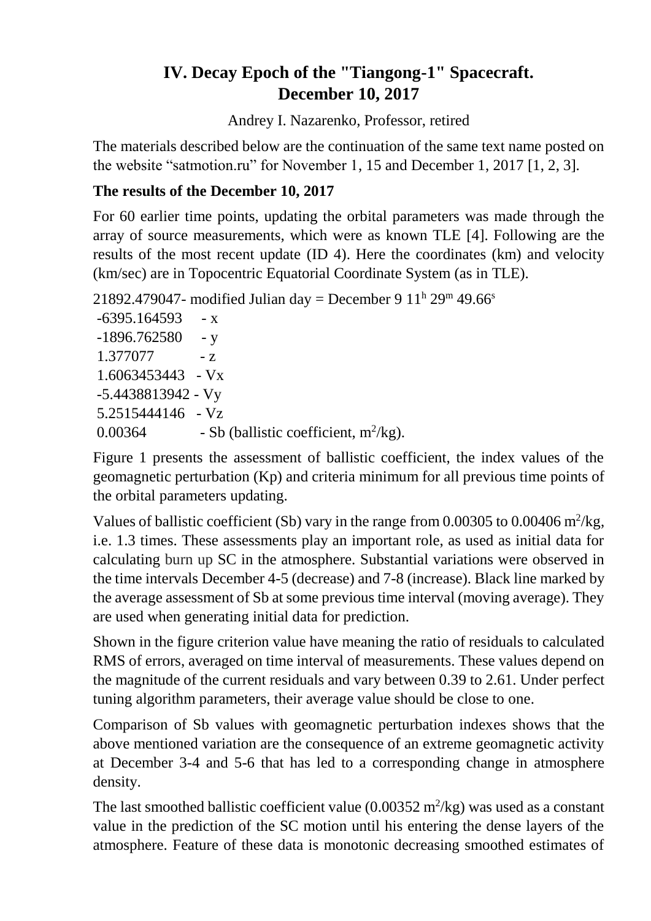# IV. Decay Epoch of the "Tiangong-1" Spacecraft. December 10, 2017

Andrey I. Nazarenko, Professor, retired

The materials described below are the continuation of the same text name posted on the website "satmotion.ru" for November 1, 15 and December 1, 2017 [1, 2, 3].

### The results of the December 10, 2017

For 60 earlier time points, updating the orbital parameters was made through the array of source measurements, which were as known TLE [4]. Following are the results of the most recent update (ID 4). Here the coordinates (km) and velocity (km/sec) are in Topocentric Equatorial Coordinate System (as in TLE).

21892.479047- modified Julian day = December 9 $11^h$ $29^m$ $49.66^s$

-6395.164593 - x
-1896.762580 - y
1.377077 - z
1.6063453443 - Vx
-5.4438813942 - Vy
5.2515444146 - Vz
0.00364 - Sb (ballistic coefficient, $m^2/kg$).

Figure 1 presents the assessment of ballistic coefficient, the index values of the geomagnetic perturbation (Kp) and criteria minimum for all previous time points of the orbital parameters updating.

Values of ballistic coefficient (Sb) vary in the range from 0.00305 to 0.00406 $m^2/kg$, i.e. 1.3 times. These assessments play an important role, as used as initial data for calculating burn up SC in the atmosphere. Substantial variations were observed in the time intervals December 4-5 (decrease) and 7-8 (increase). Black line marked by the average assessment of Sb at some previous time interval (moving average). They are used when generating initial data for prediction.

Shown in the figure criterion value have meaning the ratio of residuals to calculated RMS of errors, averaged on time interval of measurements. These values depend on the magnitude of the current residuals and vary between 0.39 to 2.61. Under perfect tuning algorithm parameters, their average value should be close to one.

Comparison of Sb values with geomagnetic perturbation indexes shows that the above mentioned variation are the consequence of an extreme geomagnetic activity at December 3-4 and 5-6 that has led to a corresponding change in atmosphere density.

The last smoothed ballistic coefficient value (0.00352 $m^2/kg$) was used as a constant value in the prediction of the SC motion until his entering the dense layers of the atmosphere. Feature of these data is monotonic decreasing smoothed estimates of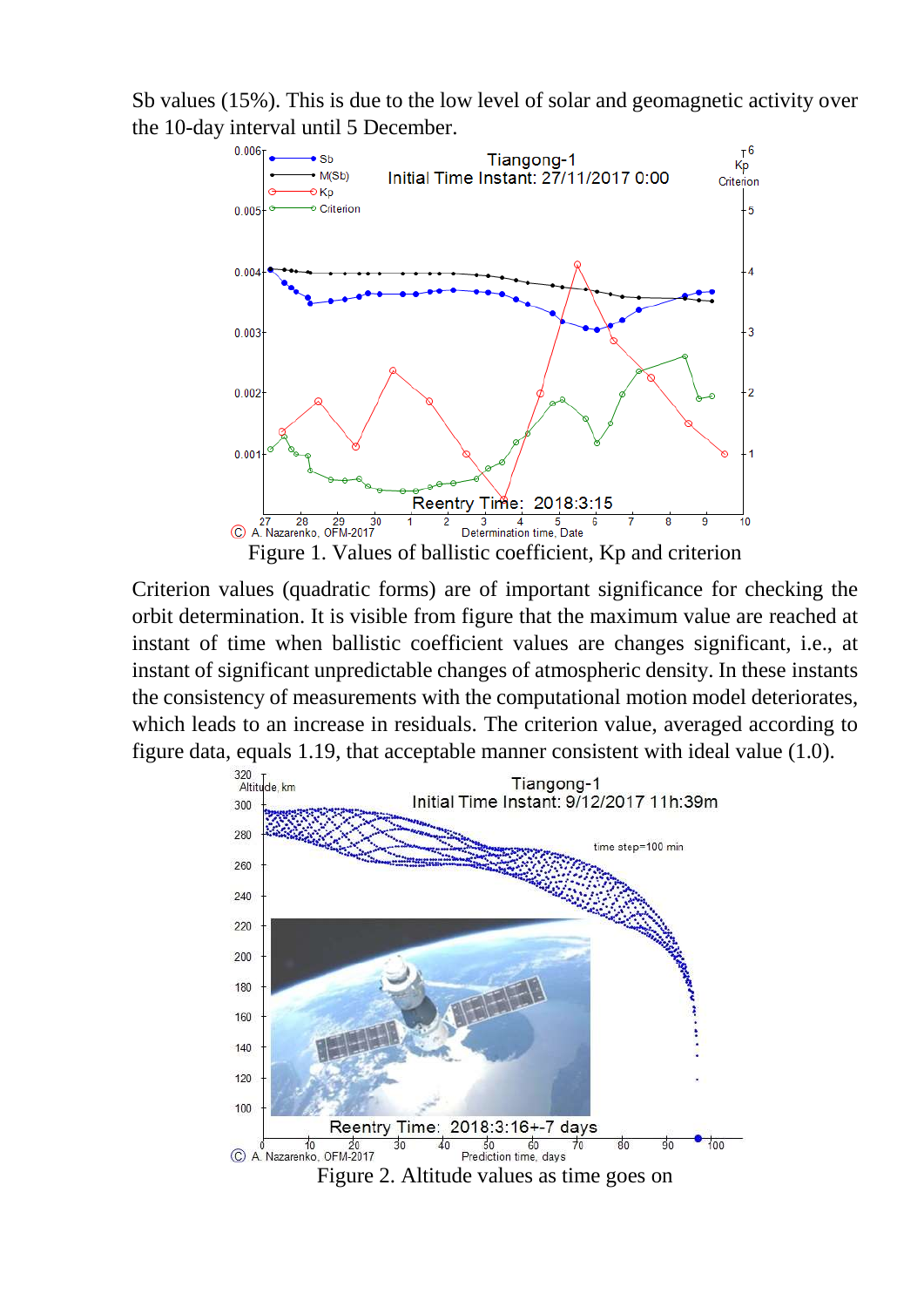Sb values (15%). This is due to the low level of solar and geomagnetic activity over the 10-day interval until 5 December.

Figure 1. Values of ballistic coefficient, Kp and criterion

Criterion values (quadratic forms) are of important significance for checking the orbit determination. It is visible from figure that the maximum value are reached at instant of time when ballistic coefficient values are changes significant, i.e., at instant of significant unpredictable changes of atmospheric density. In these instants the consistency of measurements with the computational motion model deteriorates, which leads to an increase in residuals. The criterion value, averaged according to figure data, equals 1.19, that acceptable manner consistent with ideal value (1.0).

Figure 2. Altitude values as time goes on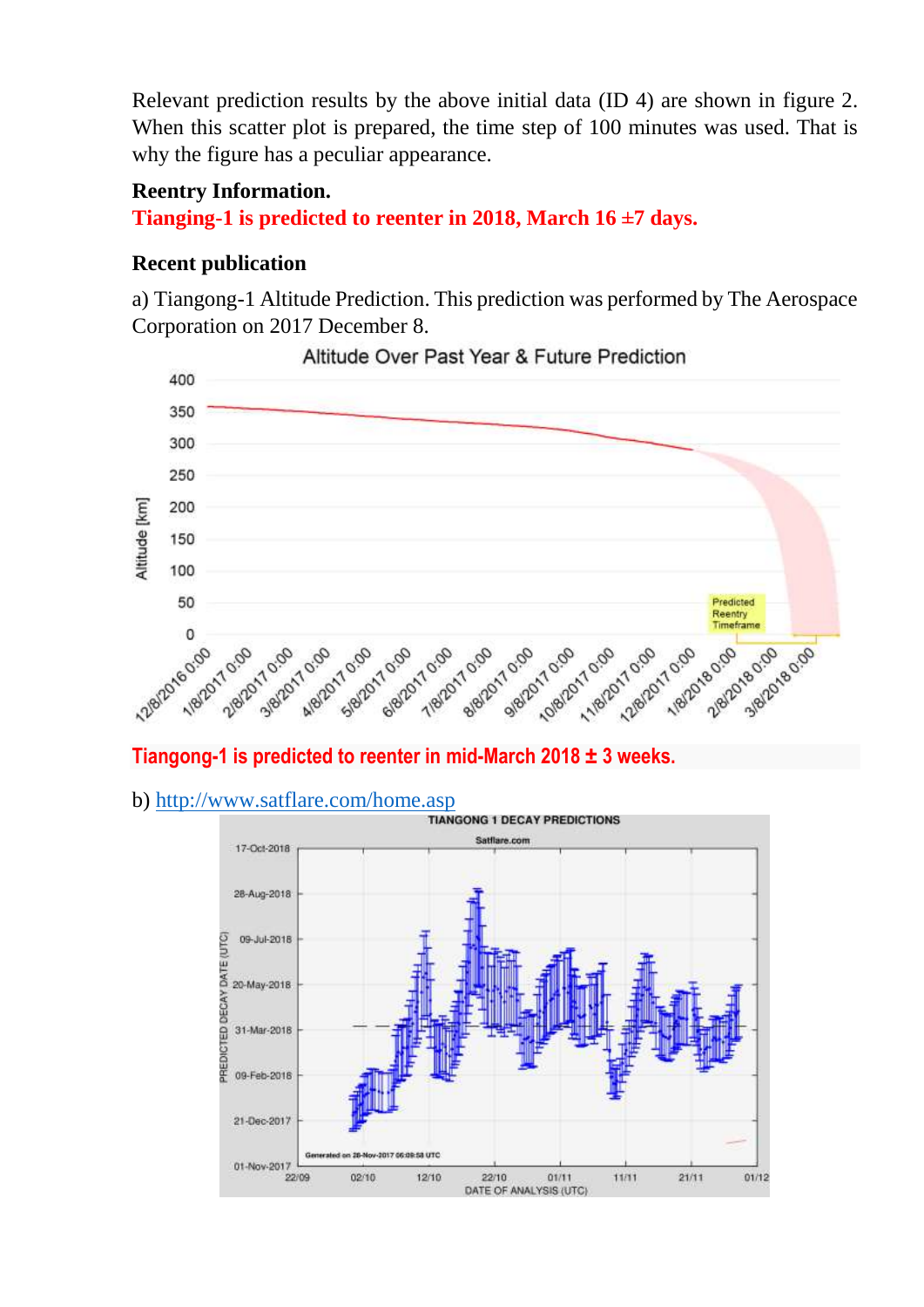Relevant prediction results by the above initial data (ID 4) are shown in figure 2. When this scatter plot is prepared, the time step of 100 minutes was used. That is why the figure has a peculiar appearance.

**Reentry Information.**

**Tianging-1 is predicted to reenter in 2018, March 16 ±7 days.**

**Recent publication**

a) Tiangong-1 Altitude Prediction. This prediction was performed by The Aerospace Corporation on 2017 December 8.

**Tiangong-1 is predicted to reenter in mid-March 2018 ± 3 weeks.**

b) http://www.satflare.com/home.asp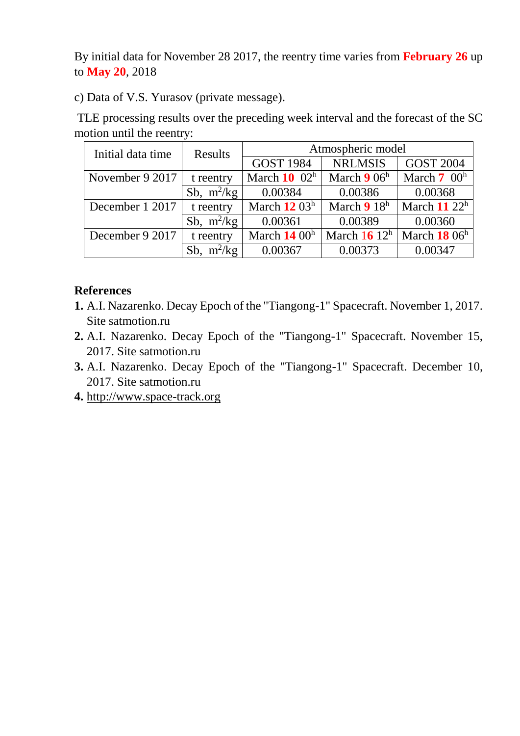By initial data for November 28 2017, the reentry time varies from **February 26** up to **May 20**, 2018

c) Data of V.S. Yurasov (private message).

TLE processing results over the preceding week interval and the forecast of the SC motion until the reentry:

| Initial data time | Results | Atmospheric model | | |
|---|---|---|---|---|
| | | GOST 1984 | NRLMSIS | GOST 2004 |
| November 9 2017 | t reentry | March **10** $02^h$ | March **9** $06^h$ | March **7** $00^h$ |
| | Sb, $m^2/kg$ | 0.00384 | 0.00386 | 0.00368 |
| December 1 2017 | t reentry | March **12** $03^h$ | March **9** $18^h$ | March **11** $22^h$ |
| | Sb, $m^2/kg$ | 0.00361 | 0.00389 | 0.00360 |
| December 9 2017 | t reentry | March **14** $00^h$ | March 16 $12^h$ | March **18** $06^h$ |
| | Sb, $m^2/kg$ | 0.00367 | 0.00373 | 0.00347 |

**References**

1. A.I. Nazarenko. Decay Epoch of the "Tiangong-1" Spacecraft. November 1, 2017. Site satmotion.ru
2. A.I. Nazarenko. Decay Epoch of the "Tiangong-1" Spacecraft. November 15, 2017. Site satmotion.ru
3. A.I. Nazarenko. Decay Epoch of the "Tiangong-1" Spacecraft. December 10, 2017. Site satmotion.ru
4. http://www.space-track.org